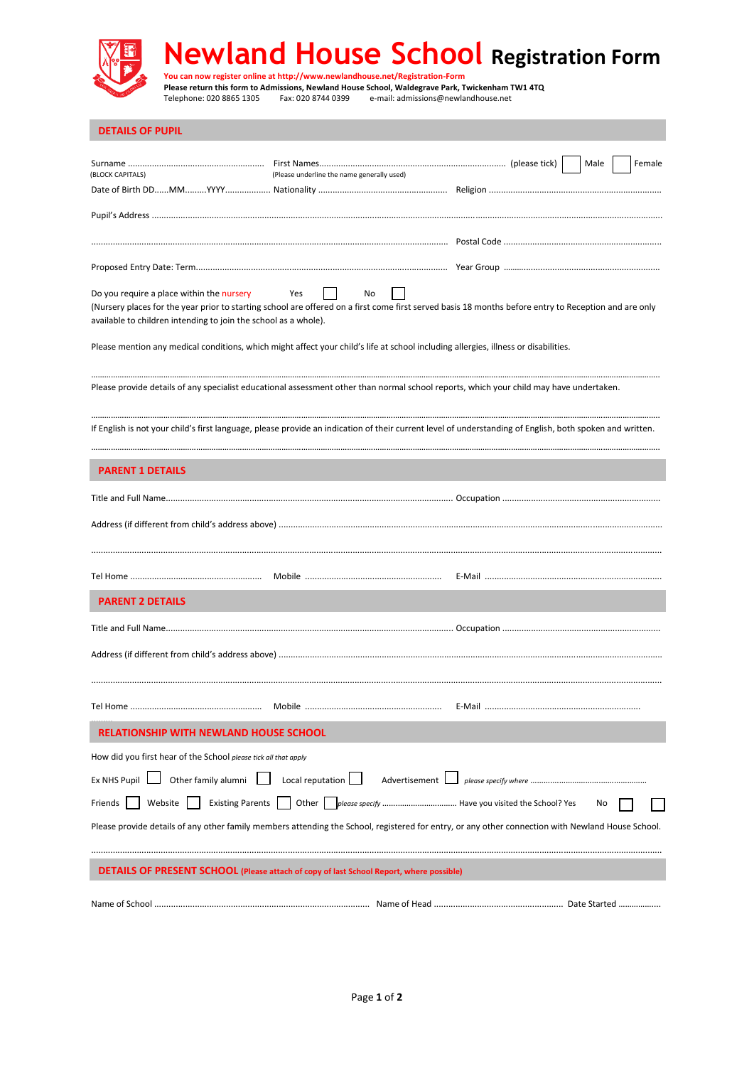# Newland House School Registration Form

**You can now register online at http://www.newlandhouse.net/Registration-Form**
**Please return this form to Admissions, Newland House School, Waldegrave Park, Twickenham TW1 4TQ**
Telephone: 020 8865 1305 Fax: 020 8744 0399 e-mail: admissions@newlandhouse.net

## DETAILS OF PUPIL

Surname ........................................................ First Names............................................................................. (please tick) ☐ Male ☐ Female
(BLOCK CAPITALS) (Please underline the name generally used)

Date of Birth DD......MM.........YYYY.................. Nationality ..................................................... Religion ........................................................................

Pupil's Address ..........................................................................................................................................................................................................

.................................................................................................................................... Postal Code ..................................................................

Proposed Entry Date: Term......................................................................................... Year Group .................................................................

Do you require a place within the nursery Yes ☐ No ☐
(Nursery places for the year prior to starting school are offered on a first come first served basis 18 months before entry to Reception and are only available to children intending to join the school as a whole).

Please mention any medical conditions, which might affect your child's life at school including allergies, illness or disabilities.

..........................................................................................................................................................................................................................

Please provide details of any specialist educational assessment other than normal school reports, which your child may have undertaken.

..........................................................................................................................................................................................................................

If English is not your child's first language, please provide an indication of their current level of understanding of English, both spoken and written.

..........................................................................................................................................................................................................................

## PARENT 1 DETAILS

Title and Full Name......................................................................................................... Occupation ..................................................................

Address (if different from child's address above) ...................................................................................................................................................

..........................................................................................................................................................................................................................

Tel Home ...................................................... Mobile ........................................................ E-Mail ........................................................................

## PARENT 2 DETAILS

Title and Full Name......................................................................................................... Occupation ..................................................................

Address (if different from child's address above) ...................................................................................................................................................

..........................................................................................................................................................................................................................

Tel Home ...................................................... Mobile ........................................................ E-Mail ................................................................

## RELATIONSHIP WITH NEWLAND HOUSE SCHOOL

How did you first hear of the School *please tick all that apply*

Ex NHS Pupil ☐ Other family alumni ☐ Local reputation ☐ Advertisement ☐ *please specify where* .....................................................

Friends ☐ Website ☐ Existing Parents ☐ Other ☐ *please specify* .................................. Have you visited the School? Yes ☐ No ☐

Please provide details of any other family members attending the School, registered for entry, or any other connection with Newland House School.

..........................................................................................................................................................................................................................

## DETAILS OF PRESENT SCHOOL (Please attach of copy of last School Report, where possible)

Name of School ........................................................................................ Name of Head ..................................................... Date Started ..................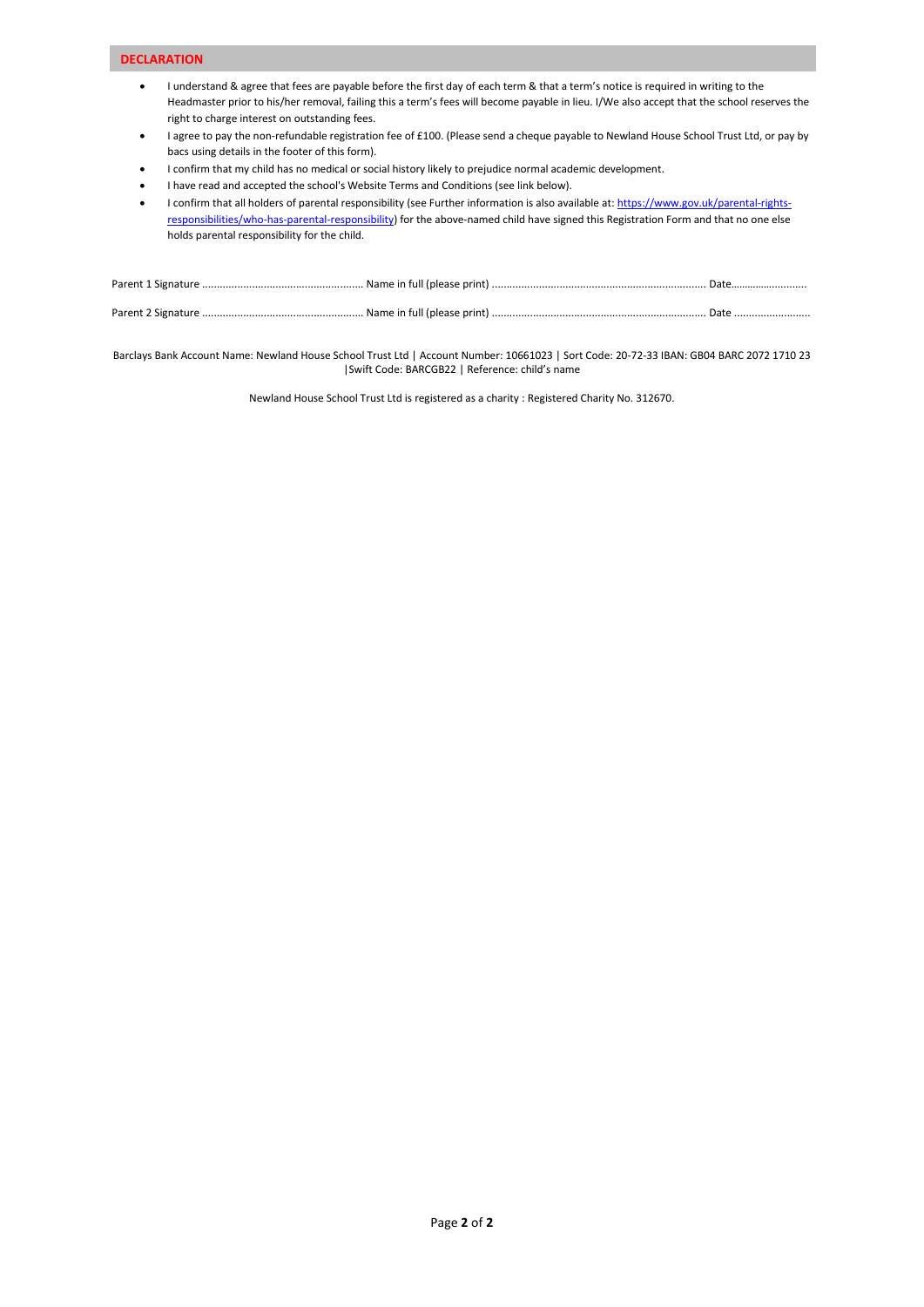## DECLARATION

- I understand & agree that fees are payable before the first day of each term & that a term's notice is required in writing to the Headmaster prior to his/her removal, failing this a term's fees will become payable in lieu. I/We also accept that the school reserves the right to charge interest on outstanding fees.
- I agree to pay the non-refundable registration fee of £100. (Please send a cheque payable to Newland House School Trust Ltd, or pay by bacs using details in the footer of this form).
- I confirm that my child has no medical or social history likely to prejudice normal academic development.
- I have read and accepted the school's Website Terms and Conditions (see link below).
- I confirm that all holders of parental responsibility (see Further information is also available at: [https://www.gov.uk/parental-rights-responsibilities/who-has-parental-responsibility](https://www.gov.uk/parental-rights-responsibilities/who-has-parental-responsibility)) for the above-named child have signed this Registration Form and that no one else holds parental responsibility for the child.

Parent 1 Signature ....................................................... Name in full (please print) ......................................................................... Date.........................

Parent 2 Signature ....................................................... Name in full (please print) ......................................................................... Date .........................

Barclays Bank Account Name: Newland House School Trust Ltd | Account Number: 10661023 | Sort Code: 20-72-33 IBAN: GB04 BARC 2072 1710 23 |Swift Code: BARCGB22 | Reference: child's name

Newland House School Trust Ltd is registered as a charity : Registered Charity No. 312670.